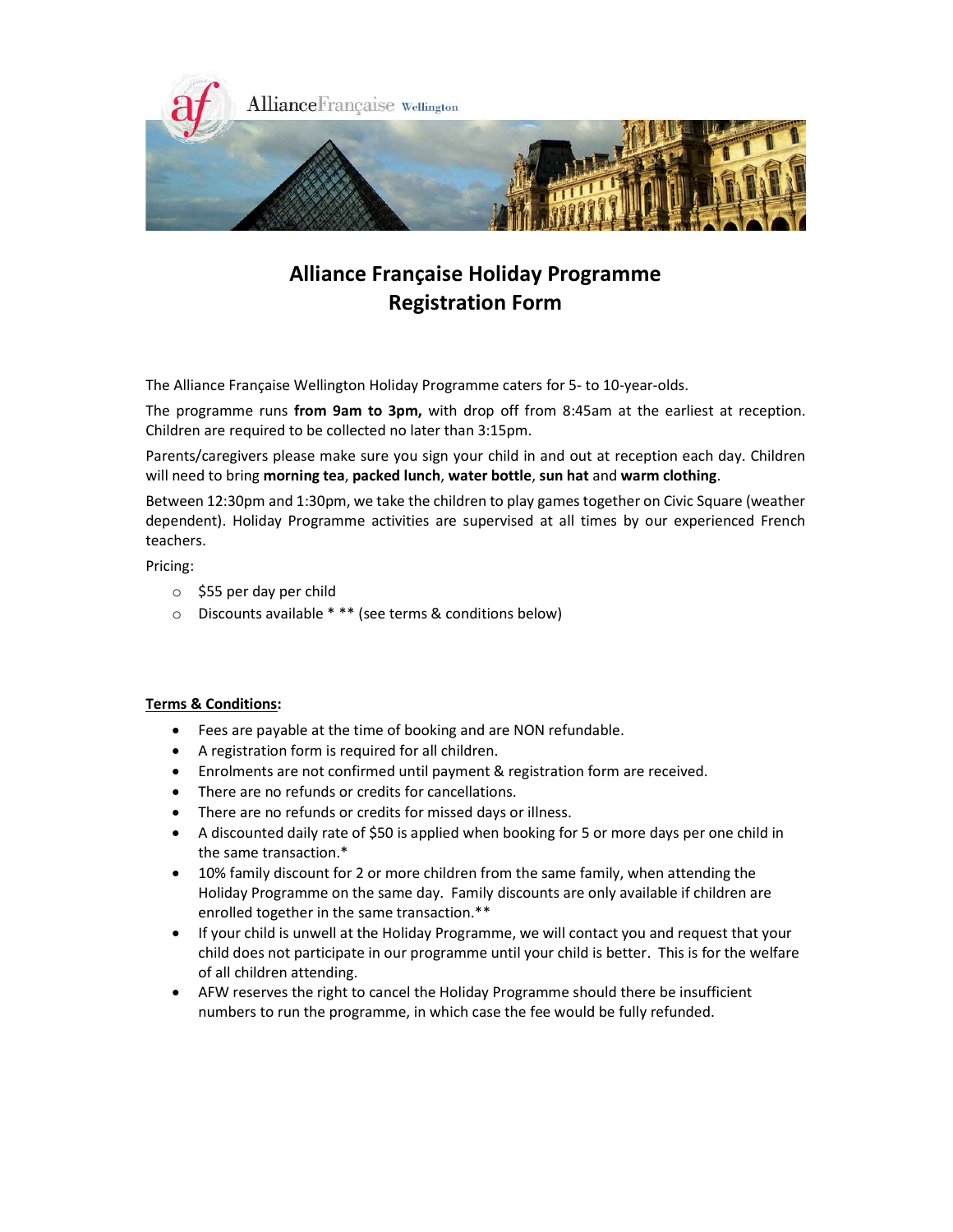# Alliance Française Holiday Programme
# Registration Form

The Alliance Française Wellington Holiday Programme caters for 5- to 10-year-olds.

The programme runs **from 9am to 3pm,** with drop off from 8:45am at the earliest at reception. Children are required to be collected no later than 3:15pm.

Parents/caregivers please make sure you sign your child in and out at reception each day. Children will need to bring **morning tea**, **packed lunch**, **water bottle**, **sun hat** and **warm clothing**.

Between 12:30pm and 1:30pm, we take the children to play games together on Civic Square (weather dependent). Holiday Programme activities are supervised at all times by our experienced French teachers.

Pricing:

- $55 per day per child
- Discounts available * ** (see terms & conditions below)

**Terms & Conditions:**

- Fees are payable at the time of booking and are NON refundable.
- A registration form is required for all children.
- Enrolments are not confirmed until payment & registration form are received.
- There are no refunds or credits for cancellations.
- There are no refunds or credits for missed days or illness.
- A discounted daily rate of $50 is applied when booking for 5 or more days per one child in the same transaction.*
- 10% family discount for 2 or more children from the same family, when attending the Holiday Programme on the same day. Family discounts are only available if children are enrolled together in the same transaction.**
- If your child is unwell at the Holiday Programme, we will contact you and request that your child does not participate in our programme until your child is better. This is for the welfare of all children attending.
- AFW reserves the right to cancel the Holiday Programme should there be insufficient numbers to run the programme, in which case the fee would be fully refunded.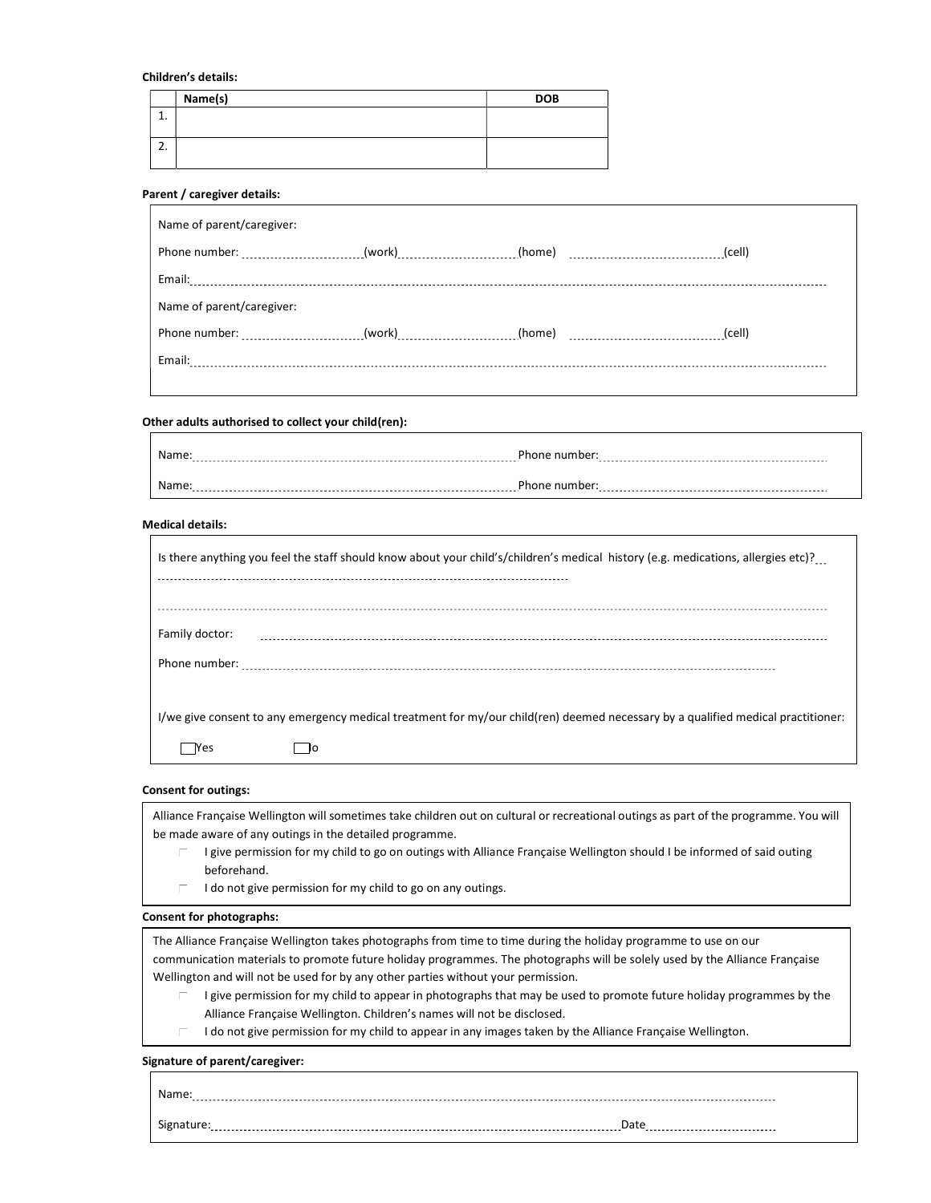**Children's details:**

| | Name(s) | DOB |
|---|---|---|
| 1. | | |
| 2. | | |

**Parent / caregiver details:**

Name of parent/caregiver:

Phone number: ____________(work)____________(home) ____________(cell)

Email:____________

Name of parent/caregiver:

Phone number: ____________(work)____________(home) ____________(cell)

Email:____________

**Other adults authorised to collect your child(ren):**

Name:____________ Phone number:____________

Name:____________ Phone number:____________

**Medical details:**

Is there anything you feel the staff should know about your child's/children's medical history (e.g. medications, allergies etc)?____________

____________

Family doctor: ____________

Phone number: ____________

I/we give consent to any emergency medical treatment for my/our child(ren) deemed necessary by a qualified medical practitioner:

☐ Yes ☐ No

**Consent for outings:**

Alliance Française Wellington will sometimes take children out on cultural or recreational outings as part of the programme. You will be made aware of any outings in the detailed programme.

- ☐ I give permission for my child to go on outings with Alliance Française Wellington should I be informed of said outing beforehand.
- ☐ I do not give permission for my child to go on any outings.

**Consent for photographs:**

The Alliance Française Wellington takes photographs from time to time during the holiday programme to use on our communication materials to promote future holiday programmes. The photographs will be solely used by the Alliance Française Wellington and will not be used for by any other parties without your permission.

- ☐ I give permission for my child to appear in photographs that may be used to promote future holiday programmes by the Alliance Française Wellington. Children's names will not be disclosed.
- ☐ I do not give permission for my child to appear in any images taken by the Alliance Française Wellington.

**Signature of parent/caregiver:**

Name:____________

Signature:____________ Date____________